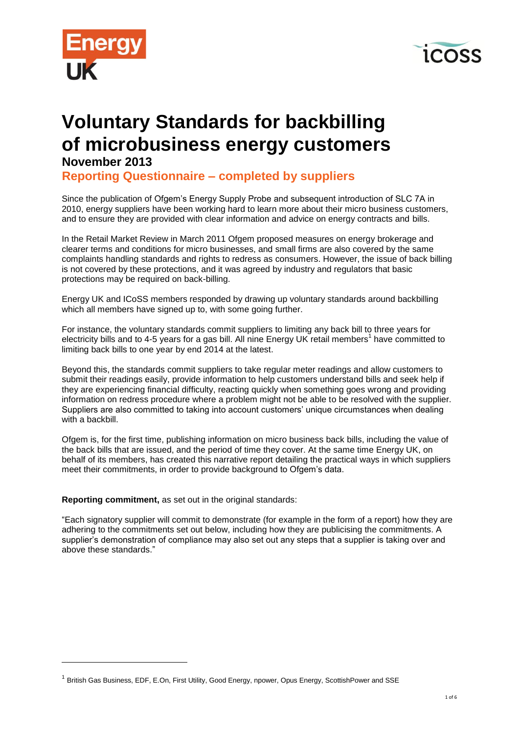# Voluntary Standards for backbilling of microbusiness energy customers

## November 2013

## Reporting Questionnaire – completed by suppliers

Since the publication of Ofgem's Energy Supply Probe and subsequent introduction of SLC 7A in 2010, energy suppliers have been working hard to learn more about their micro business customers, and to ensure they are provided with clear information and advice on energy contracts and bills.

In the Retail Market Review in March 2011 Ofgem proposed measures on energy brokerage and clearer terms and conditions for micro businesses, and small firms are also covered by the same complaints handling standards and rights to redress as consumers. However, the issue of back billing is not covered by these protections, and it was agreed by industry and regulators that basic protections may be required on back-billing.

Energy UK and ICoSS members responded by drawing up voluntary standards around backbilling which all members have signed up to, with some going further.

For instance, the voluntary standards commit suppliers to limiting any back bill to three years for electricity bills and to 4-5 years for a gas bill. All nine Energy UK retail members[1] have committed to limiting back bills to one year by end 2014 at the latest.

Beyond this, the standards commit suppliers to take regular meter readings and allow customers to submit their readings easily, provide information to help customers understand bills and seek help if they are experiencing financial difficulty, reacting quickly when something goes wrong and providing information on redress procedure where a problem might not be able to be resolved with the supplier. Suppliers are also committed to taking into account customers' unique circumstances when dealing with a backbill.

Ofgem is, for the first time, publishing information on micro business back bills, including the value of the back bills that are issued, and the period of time they cover. At the same time Energy UK, on behalf of its members, has created this narrative report detailing the practical ways in which suppliers meet their commitments, in order to provide background to Ofgem's data.

**Reporting commitment,** as set out in the original standards:

"Each signatory supplier will commit to demonstrate (for example in the form of a report) how they are adhering to the commitments set out below, including how they are publicising the commitments. A supplier's demonstration of compliance may also set out any steps that a supplier is taking over and above these standards."

---

[1] British Gas Business, EDF, E.On, First Utility, Good Energy, npower, Opus Energy, ScottishPower and SSE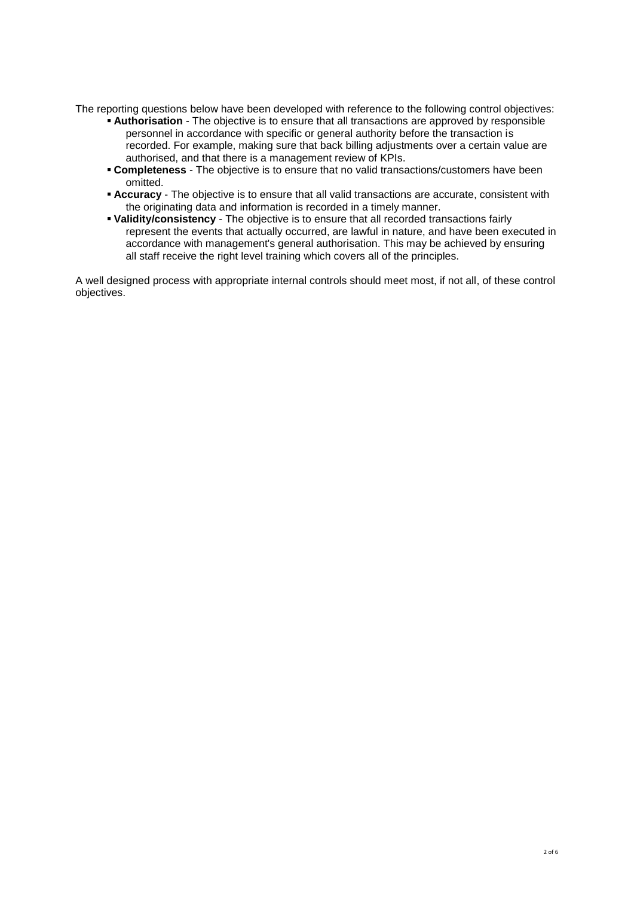The reporting questions below have been developed with reference to the following control objectives:

- **Authorisation** - The objective is to ensure that all transactions are approved by responsible personnel in accordance with specific or general authority before the transaction is recorded. For example, making sure that back billing adjustments over a certain value are authorised, and that there is a management review of KPIs.
- **Completeness** - The objective is to ensure that no valid transactions/customers have been omitted.
- **Accuracy** - The objective is to ensure that all valid transactions are accurate, consistent with the originating data and information is recorded in a timely manner.
- **Validity/consistency** - The objective is to ensure that all recorded transactions fairly represent the events that actually occurred, are lawful in nature, and have been executed in accordance with management's general authorisation. This may be achieved by ensuring all staff receive the right level training which covers all of the principles.

A well designed process with appropriate internal controls should meet most, if not all, of these control objectives.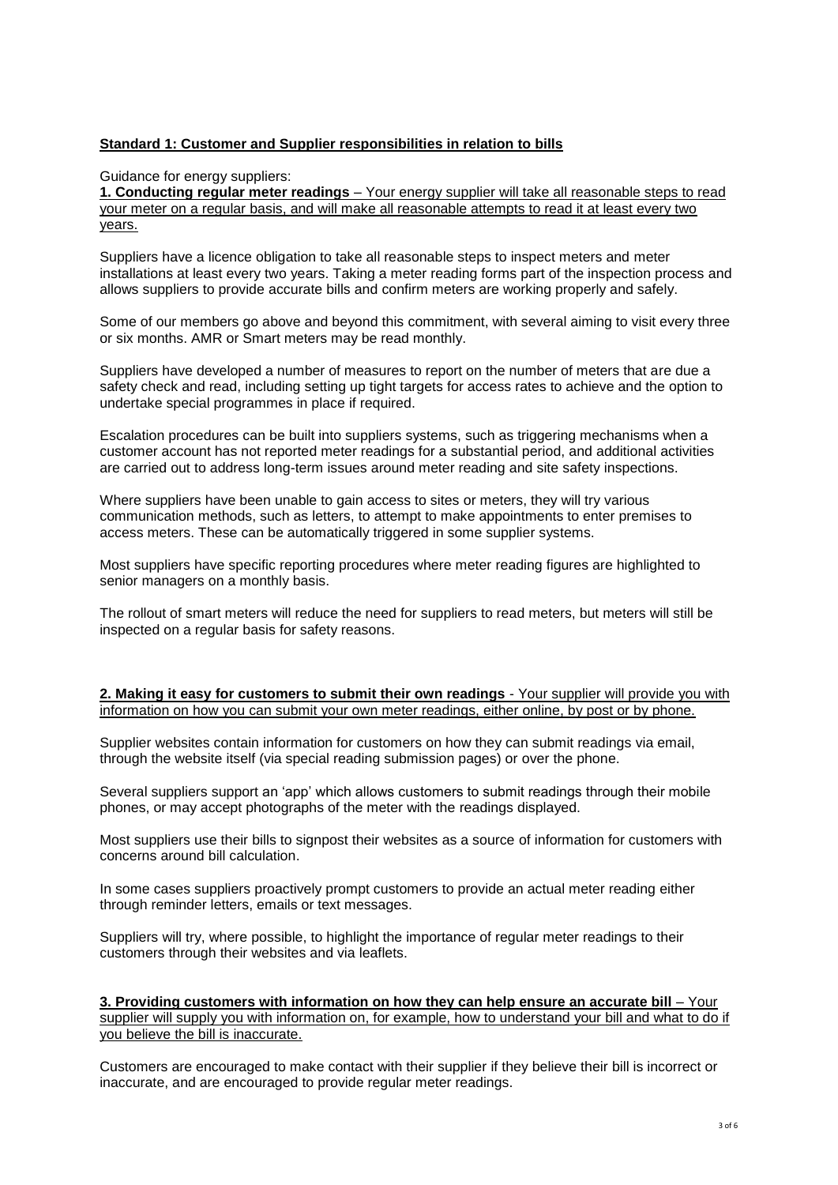**Standard 1: Customer and Supplier responsibilities in relation to bills**

Guidance for energy suppliers:

**1. Conducting regular meter readings** – Your energy supplier will take all reasonable steps to read your meter on a regular basis, and will make all reasonable attempts to read it at least every two years.

Suppliers have a licence obligation to take all reasonable steps to inspect meters and meter installations at least every two years. Taking a meter reading forms part of the inspection process and allows suppliers to provide accurate bills and confirm meters are working properly and safely.

Some of our members go above and beyond this commitment, with several aiming to visit every three or six months. AMR or Smart meters may be read monthly.

Suppliers have developed a number of measures to report on the number of meters that are due a safety check and read, including setting up tight targets for access rates to achieve and the option to undertake special programmes in place if required.

Escalation procedures can be built into suppliers systems, such as triggering mechanisms when a customer account has not reported meter readings for a substantial period, and additional activities are carried out to address long-term issues around meter reading and site safety inspections.

Where suppliers have been unable to gain access to sites or meters, they will try various communication methods, such as letters, to attempt to make appointments to enter premises to access meters. These can be automatically triggered in some supplier systems.

Most suppliers have specific reporting procedures where meter reading figures are highlighted to senior managers on a monthly basis.

The rollout of smart meters will reduce the need for suppliers to read meters, but meters will still be inspected on a regular basis for safety reasons.

**2. Making it easy for customers to submit their own readings** - Your supplier will provide you with information on how you can submit your own meter readings, either online, by post or by phone.

Supplier websites contain information for customers on how they can submit readings via email, through the website itself (via special reading submission pages) or over the phone.

Several suppliers support an 'app' which allows customers to submit readings through their mobile phones, or may accept photographs of the meter with the readings displayed.

Most suppliers use their bills to signpost their websites as a source of information for customers with concerns around bill calculation.

In some cases suppliers proactively prompt customers to provide an actual meter reading either through reminder letters, emails or text messages.

Suppliers will try, where possible, to highlight the importance of regular meter readings to their customers through their websites and via leaflets.

**3. Providing customers with information on how they can help ensure an accurate bill** – Your supplier will supply you with information on, for example, how to understand your bill and what to do if you believe the bill is inaccurate.

Customers are encouraged to make contact with their supplier if they believe their bill is incorrect or inaccurate, and are encouraged to provide regular meter readings.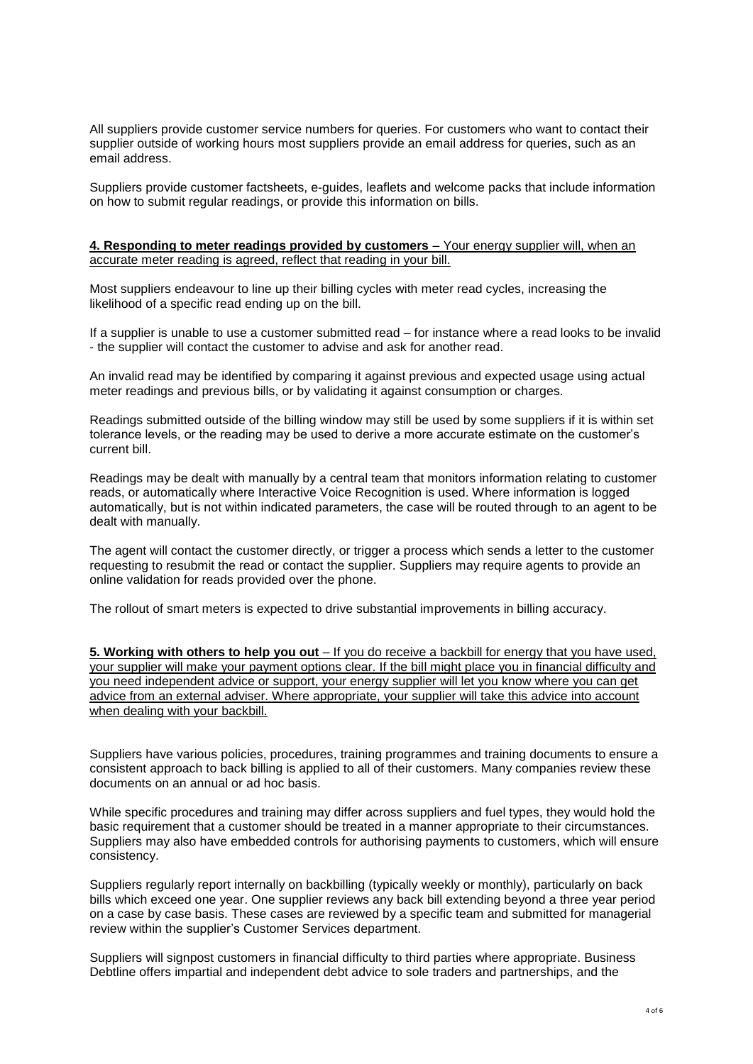All suppliers provide customer service numbers for queries. For customers who want to contact their supplier outside of working hours most suppliers provide an email address for queries, such as an email address.

Suppliers provide customer factsheets, e-guides, leaflets and welcome packs that include information on how to submit regular readings, or provide this information on bills.

**4. Responding to meter readings provided by customers** – Your energy supplier will, when an accurate meter reading is agreed, reflect that reading in your bill.

Most suppliers endeavour to line up their billing cycles with meter read cycles, increasing the likelihood of a specific read ending up on the bill.

If a supplier is unable to use a customer submitted read – for instance where a read looks to be invalid - the supplier will contact the customer to advise and ask for another read.

An invalid read may be identified by comparing it against previous and expected usage using actual meter readings and previous bills, or by validating it against consumption or charges.

Readings submitted outside of the billing window may still be used by some suppliers if it is within set tolerance levels, or the reading may be used to derive a more accurate estimate on the customer's current bill.

Readings may be dealt with manually by a central team that monitors information relating to customer reads, or automatically where Interactive Voice Recognition is used. Where information is logged automatically, but is not within indicated parameters, the case will be routed through to an agent to be dealt with manually.

The agent will contact the customer directly, or trigger a process which sends a letter to the customer requesting to resubmit the read or contact the supplier. Suppliers may require agents to provide an online validation for reads provided over the phone.

The rollout of smart meters is expected to drive substantial improvements in billing accuracy.

**5. Working with others to help you out** – If you do receive a backbill for energy that you have used, your supplier will make your payment options clear. If the bill might place you in financial difficulty and you need independent advice or support, your energy supplier will let you know where you can get advice from an external adviser. Where appropriate, your supplier will take this advice into account when dealing with your backbill.

Suppliers have various policies, procedures, training programmes and training documents to ensure a consistent approach to back billing is applied to all of their customers. Many companies review these documents on an annual or ad hoc basis.

While specific procedures and training may differ across suppliers and fuel types, they would hold the basic requirement that a customer should be treated in a manner appropriate to their circumstances. Suppliers may also have embedded controls for authorising payments to customers, which will ensure consistency.

Suppliers regularly report internally on backbilling (typically weekly or monthly), particularly on back bills which exceed one year. One supplier reviews any back bill extending beyond a three year period on a case by case basis. These cases are reviewed by a specific team and submitted for managerial review within the supplier's Customer Services department.

Suppliers will signpost customers in financial difficulty to third parties where appropriate. Business Debtline offers impartial and independent debt advice to sole traders and partnerships, and the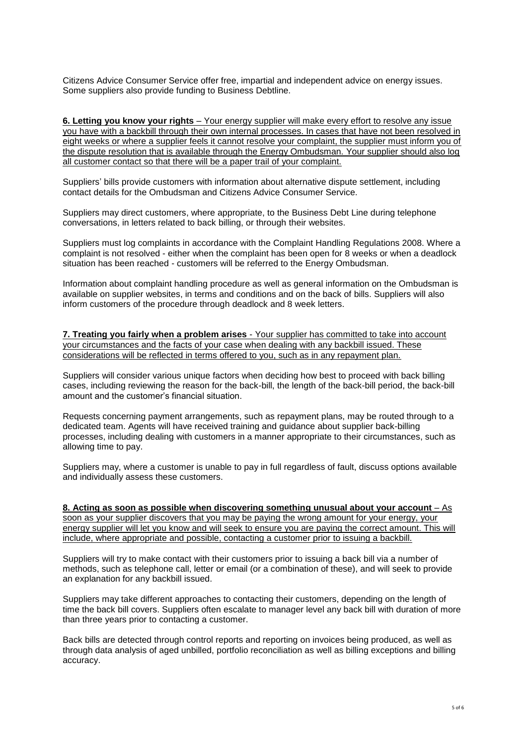Citizens Advice Consumer Service offer free, impartial and independent advice on energy issues. Some suppliers also provide funding to Business Debtline.

**6. Letting you know your rights** – <u>Your energy supplier will make every effort to resolve any issue you have with a backbill through their own internal processes. In cases that have not been resolved in eight weeks or where a supplier feels it cannot resolve your complaint, the supplier must inform you of the dispute resolution that is available through the Energy Ombudsman. Your supplier should also log all customer contact so that there will be a paper trail of your complaint.</u>

Suppliers' bills provide customers with information about alternative dispute settlement, including contact details for the Ombudsman and Citizens Advice Consumer Service.

Suppliers may direct customers, where appropriate, to the Business Debt Line during telephone conversations, in letters related to back billing, or through their websites.

Suppliers must log complaints in accordance with the Complaint Handling Regulations 2008. Where a complaint is not resolved - either when the complaint has been open for 8 weeks or when a deadlock situation has been reached - customers will be referred to the Energy Ombudsman.

Information about complaint handling procedure as well as general information on the Ombudsman is available on supplier websites, in terms and conditions and on the back of bills. Suppliers will also inform customers of the procedure through deadlock and 8 week letters.

**7. Treating you fairly when a problem arises** - <u>Your supplier has committed to take into account your circumstances and the facts of your case when dealing with any backbill issued. These considerations will be reflected in terms offered to you, such as in any repayment plan.</u>

Suppliers will consider various unique factors when deciding how best to proceed with back billing cases, including reviewing the reason for the back-bill, the length of the back-bill period, the back-bill amount and the customer's financial situation.

Requests concerning payment arrangements, such as repayment plans, may be routed through to a dedicated team. Agents will have received training and guidance about supplier back-billing processes, including dealing with customers in a manner appropriate to their circumstances, such as allowing time to pay.

Suppliers may, where a customer is unable to pay in full regardless of fault, discuss options available and individually assess these customers.

**8. Acting as soon as possible when discovering something unusual about your account** – <u>As soon as your supplier discovers that you may be paying the wrong amount for your energy, your energy supplier will let you know and will seek to ensure you are paying the correct amount. This will include, where appropriate and possible, contacting a customer prior to issuing a backbill.</u>

Suppliers will try to make contact with their customers prior to issuing a back bill via a number of methods, such as telephone call, letter or email (or a combination of these), and will seek to provide an explanation for any backbill issued.

Suppliers may take different approaches to contacting their customers, depending on the length of time the back bill covers. Suppliers often escalate to manager level any back bill with duration of more than three years prior to contacting a customer.

Back bills are detected through control reports and reporting on invoices being produced, as well as through data analysis of aged unbilled, portfolio reconciliation as well as billing exceptions and billing accuracy.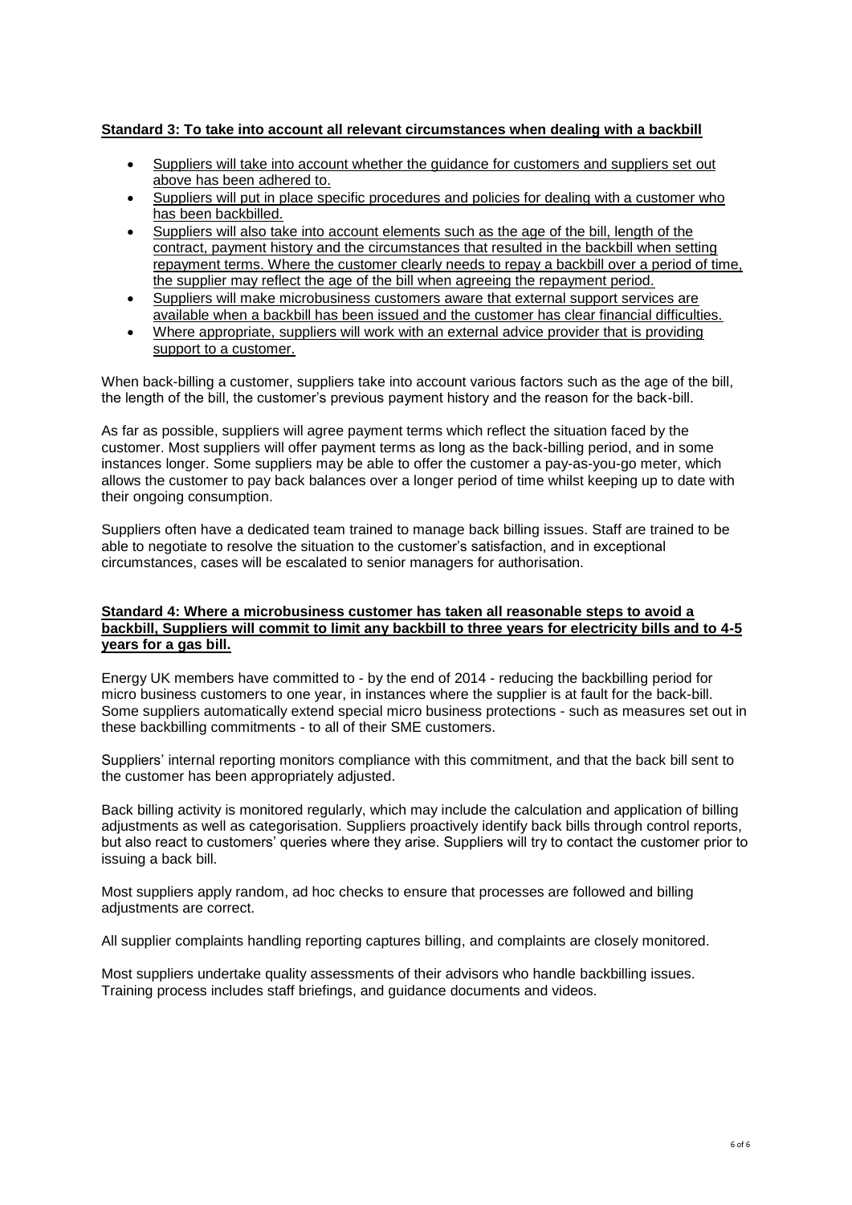**Standard 3: To take into account all relevant circumstances when dealing with a backbill**

- Suppliers will take into account whether the guidance for customers and suppliers set out above has been adhered to.
- Suppliers will put in place specific procedures and policies for dealing with a customer who has been backbilled.
- Suppliers will also take into account elements such as the age of the bill, length of the contract, payment history and the circumstances that resulted in the backbill when setting repayment terms. Where the customer clearly needs to repay a backbill over a period of time, the supplier may reflect the age of the bill when agreeing the repayment period.
- Suppliers will make microbusiness customers aware that external support services are available when a backbill has been issued and the customer has clear financial difficulties.
- Where appropriate, suppliers will work with an external advice provider that is providing support to a customer.

When back-billing a customer, suppliers take into account various factors such as the age of the bill, the length of the bill, the customer's previous payment history and the reason for the back-bill.

As far as possible, suppliers will agree payment terms which reflect the situation faced by the customer. Most suppliers will offer payment terms as long as the back-billing period, and in some instances longer. Some suppliers may be able to offer the customer a pay-as-you-go meter, which allows the customer to pay back balances over a longer period of time whilst keeping up to date with their ongoing consumption.

Suppliers often have a dedicated team trained to manage back billing issues. Staff are trained to be able to negotiate to resolve the situation to the customer's satisfaction, and in exceptional circumstances, cases will be escalated to senior managers for authorisation.

**Standard 4: Where a microbusiness customer has taken all reasonable steps to avoid a backbill, Suppliers will commit to limit any backbill to three years for electricity bills and to 4-5 years for a gas bill.**

Energy UK members have committed to - by the end of 2014 - reducing the backbilling period for micro business customers to one year, in instances where the supplier is at fault for the back-bill. Some suppliers automatically extend special micro business protections - such as measures set out in these backbilling commitments - to all of their SME customers.

Suppliers' internal reporting monitors compliance with this commitment, and that the back bill sent to the customer has been appropriately adjusted.

Back billing activity is monitored regularly, which may include the calculation and application of billing adjustments as well as categorisation. Suppliers proactively identify back bills through control reports, but also react to customers' queries where they arise. Suppliers will try to contact the customer prior to issuing a back bill.

Most suppliers apply random, ad hoc checks to ensure that processes are followed and billing adjustments are correct.

All supplier complaints handling reporting captures billing, and complaints are closely monitored.

Most suppliers undertake quality assessments of their advisors who handle backbilling issues. Training process includes staff briefings, and guidance documents and videos.